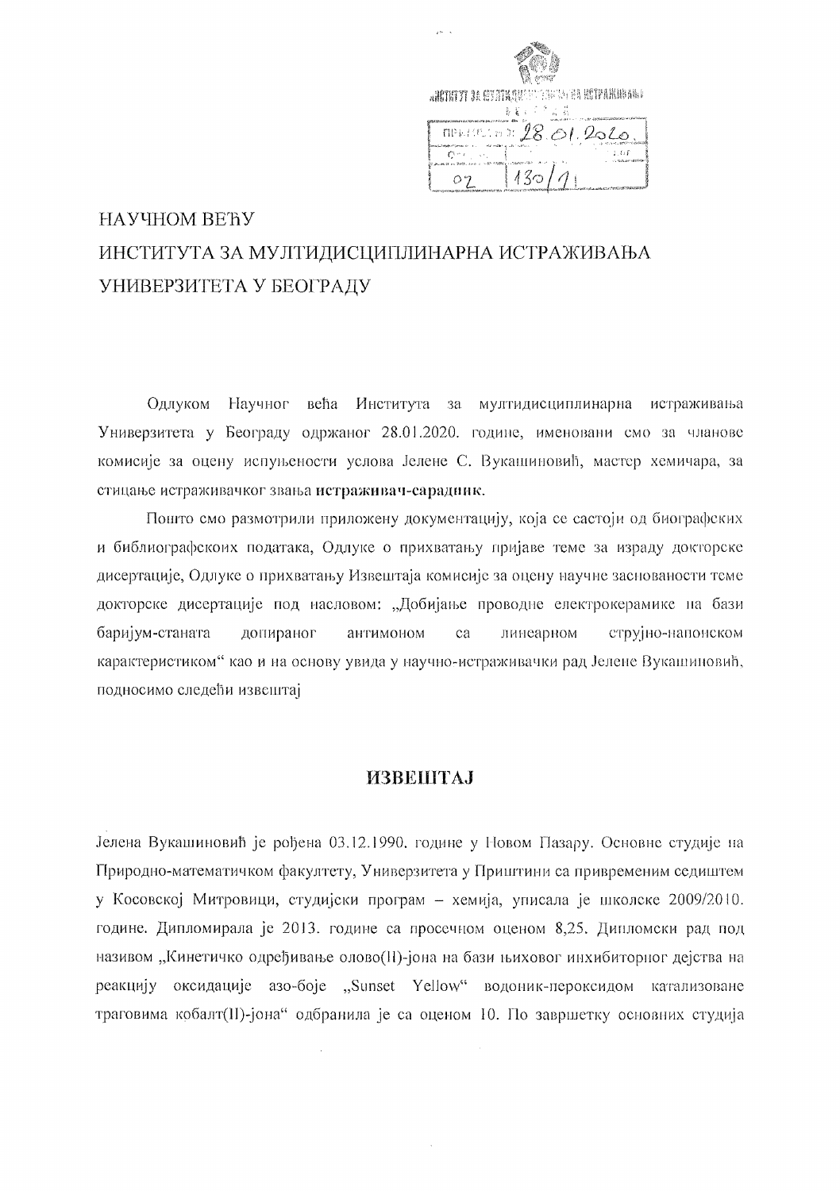ИНСТИТУТ ЗА МУЛТИДИСЦИПЛИНАРНА ИСТРАЖИВАЊА
ПРИМЉЕНО: 28.01.2020.
02 130/1

НАУЧНОМ ВЕЋУ
ИНСТИТУТА ЗА МУЛТИДИСЦИПЛИНАРНА ИСТРАЖИВАЊА
УНИВЕРЗИТЕТА У БЕОГРАДУ

Одлуком Научног већа Института за мултидисциплинарна истраживања Универзитета у Београду одржаног 28.01.2020. године, именовани смо за чланове комисије за оцену испуњености услова Јелене С. Вукашиновић, мастер хемичара, за стицање истраживачког звања **истраживач-сарадник**.

Пошто смо размотрили приложену документацију, која се састоји од биографских и библиографскоих података, Одлуке о прихватању пријаве теме за израду докторске дисертације, Одлуке о прихватању Извештаја комисије за оцену научне заснованости теме докторске дисертације под насловом: „Добијање проводне електрокерамике на бази баријум-станата допираног антимоном са линеарном струјно-напонском карактеристиком" као и на основу увида у научно-истраживачки рад Јелене Вукашиновић, подносимо следећи извештај

## ИЗВЕШТАЈ

Јелена Вукашиновић је рођена 03.12.1990. године у Новом Пазару. Основне студије на Природно-математичком факултету, Универзитета у Приштини са привременим седиштем у Косовској Митровици, студијски програм – хемија, уписала је школске 2009/2010. године. Дипломирала је 2013. године са просечном оценом 8,25. Дипломски рад под називом „Кинетичко одређивање олово(II)-јона на бази њиховог инхибиторног дејства на реакцију оксидације азо-боје „Sunset Yellow" водоник-пероксидом катализоване траговима кобалт(II)-јона" одбранила је са оценом 10. По завршетку основних студија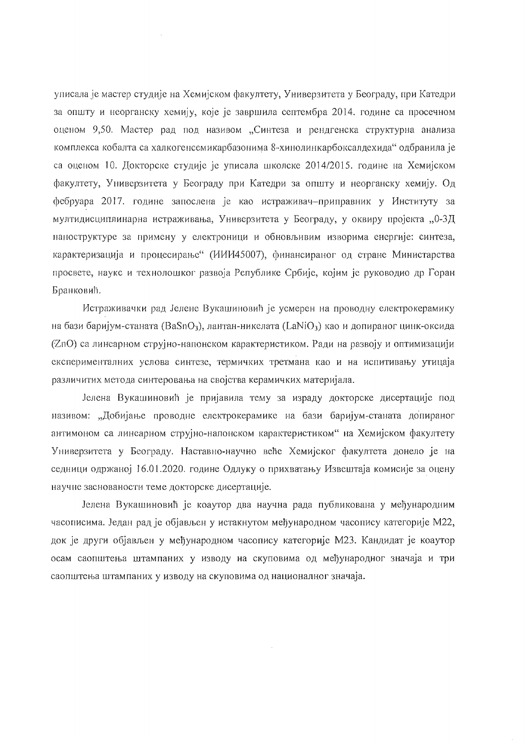уписала је мастер студије на Хемијском факултету, Универзитета у Београду, при Катедри за општу и неорганску хемију, које је завршила септембра 2014. године са просечном оценом 9,50. Мастер рад под називом „Синтеза и рендгенска структурна анализа комплекса кобалта са халкогенсемикарбазонима 8-хинолинкарбоксалдехида" одбранила је са оценом 10. Докторске студије је уписала школске 2014/2015. године на Хемијском факултету, Универзитета у Београду при Катедри за општу и неорганску хемију. Од фебруара 2017. године запослена је као истраживач–приправник у Институту за мултидисциплинарна истраживања, Универзитета у Београду, у оквиру пројекта „0-3Д наноструктуре за примену у електроници и обновљивим изворима енергије: синтеза, карактеризација и процесирање" (ИИИ45007), финансираног од стране Министарства просвете, науке и технолошког развоја Републике Србије, којим је руководио др Горан Бранковић.

Истраживачки рад Јелене Вукашиновић је усмерен на проводну електрокерамику на бази баријум-станата ($BaSnO_3$), лантан-никелата ($LaNiO_3$) као и допираног цинк-оксида ($ZnO$) са линеарном струјно-напонском карактеристиком. Ради на развоју и оптимизацији експерименталних услова синтезе, термичких третмана као и на испитивању утицаја различитих метода синтеровања на својства керамичких материјала.

Јелена Вукашиновић је пријавила тему за израду докторске дисертације под називом: „Добијање проводне електрокерамике на бази баријум-станата допираног антимоном са линеарном струјно-напонском карактеристиком" на Хемијском факултету Универзитета у Београду. Наставно-научно веће Хемијског факултета донело је на седници одржаној 16.01.2020. године Одлуку о прихватању Извештаја комисије за оцену научне заснованости теме докторске дисертације.

Јелена Вукашиновић је коаутор два научна рада публикована у међународним часописима. Један рад је објављен у истакнутом међународном часопису категорије М22, док је други објављен у међународном часопису категорије М23. Кандидат је коаутор осам саопштења штампаних у изводу на скуповима од међународног значаја и три саопштења штампаних у изводу на скуповима од националног значаја.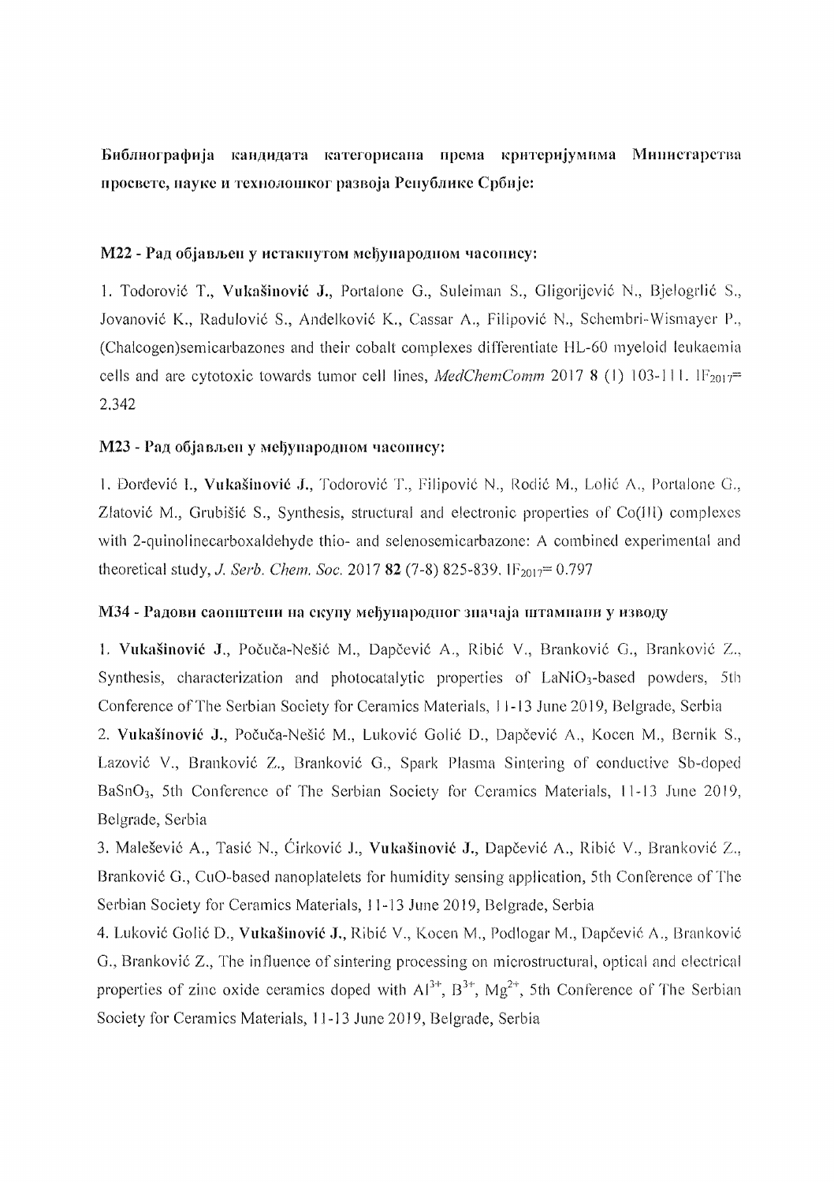**Библиографија кандидата категорисана према критеријумима Министарства просвете, науке и технолошког развоја Републике Србије:**

**M22 - Рад објављен у истакнутом међународном часопису:**

1. Todorović T., **Vukašinović J.**, Portalone G., Suleiman S., Gligorijević N., Bjelogrlić S., Jovanović K., Radulović S., Anđelković K., Cassar A., Filipović N., Schembri-Wismayer P., (Chalcogen)semicarbazones and their cobalt complexes differentiate HL-60 myeloid leukaemia cells and are cytotoxic towards tumor cell lines, *MedChemComm* 2017 **8** (1) 103-111. $IF_{2017}$= 2.342

**M23 - Рад објављен у међународном часопису:**

1. Đorđević I., **Vukašinović J.**, Todorović T., Filipović N., Rodić M., Lolić A., Portalone G., Zlatović M., Grubišić S., Synthesis, structural and electronic properties of Co(III) complexes with 2-quinolinecarboxaldehyde thio- and selenosemicarbazone: A combined experimental and theoretical study, *J. Serb. Chem. Soc.* 2017 **82** (7-8) 825-839. $IF_{2017}$= 0.797

**M34 - Радови саопштени на скупу међународног значаја штампани у изводу**

1. **Vukašinović J.**, Počuča-Nešić M., Dapčević A., Ribić V., Branković G., Branković Z., Synthesis, characterization and photocatalytic properties of $LaNiO_3$-based powders, 5th Conference of The Serbian Society for Ceramics Materials, 11-13 June 2019, Belgrade, Serbia
2. **Vukašinović J.**, Počuča-Nešić M., Luković Golić D., Dapčević A., Kocen M., Bernik S., Lazović V., Branković Z., Branković G., Spark Plasma Sintering of conductive Sb-doped $BaSnO_3$, 5th Conference of The Serbian Society for Ceramics Materials, 11-13 June 2019, Belgrade, Serbia
3. Malešević A., Tasić N., Ćirković J., **Vukašinović J.**, Dapčević A., Ribić V., Branković Z., Branković G., CuO-based nanoplatelets for humidity sensing application, 5th Conference of The Serbian Society for Ceramics Materials, 11-13 June 2019, Belgrade, Serbia
4. Luković Golić D., **Vukašinović J.**, Ribić V., Kocen M., Podlogar M., Dapčević A., Branković G., Branković Z., The influence of sintering processing on microstructural, optical and electrical properties of zinc oxide ceramics doped with $Al^{3+}$, $B^{3+}$, $Mg^{2+}$, 5th Conference of The Serbian Society for Ceramics Materials, 11-13 June 2019, Belgrade, Serbia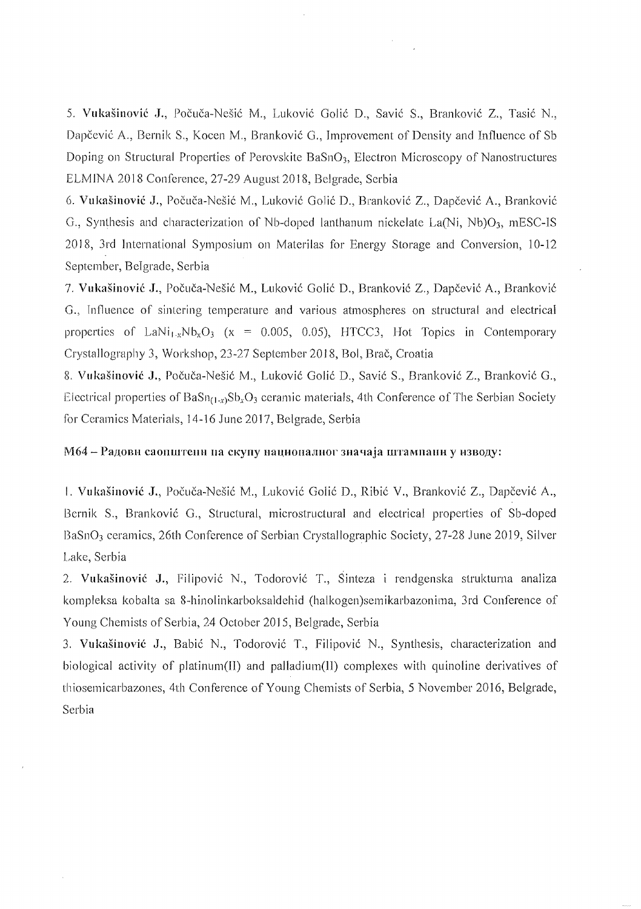5. **Vukašinović J.**, Počuča-Nešić M., Luković Golić D., Savić S., Branković Z., Tasić N., Dapčević A., Bernik S., Kocen M., Branković G., Improvement of Density and Influence of Sb Doping on Structural Properties of Perovskite $BaSnO_3$, Electron Microscopy of Nanostructures ELMINA 2018 Conference, 27-29 August 2018, Belgrade, Serbia

6. **Vukašinović J.**, Počuča-Nešić M., Luković Golić D., Branković Z., Dapčević A., Branković G., Synthesis and characterization of Nb-doped lanthanum nickelate $La(Ni, Nb)O_3$, mESC-IS 2018, 3rd International Symposium on Materilas for Energy Storage and Conversion, 10-12 September, Belgrade, Serbia

7. **Vukašinović J.**, Počuča-Nešić M., Luković Golić D., Branković Z., Dapčević A., Branković G., Influence of sintering temperature and various atmospheres on structural and electrical properties of $LaNi_{1-x}Nb_xO_3$ ($x$ = 0.005, 0.05), HTCC3, Hot Topics in Contemporary Crystallography 3, Workshop, 23-27 September 2018, Bol, Brač, Croatia

8. **Vukašinović J.**, Počuča-Nešić M., Luković Golić D., Savić S., Branković Z., Branković G., Electrical properties of $BaSn_{(1-x)}Sb_xO_3$ ceramic materials, 4th Conference of The Serbian Society for Ceramics Materials, 14-16 June 2017, Belgrade, Serbia

**М64 – Радови саопштени на скупу националног значаја штампани у изводу:**

1. **Vukašinović J.**, Počuča-Nešić M., Luković Golić D., Ribić V., Branković Z., Dapčević A., Bernik S., Branković G., Structural, microstructural and electrical properties of Sb-doped $BaSnO_3$ ceramics, 26th Conference of Serbian Crystallographic Society, 27-28 June 2019, Silver Lake, Serbia

2. **Vukašinović J.**, Filipović N., Todorović T., Sinteza i rendgenska strukturna analiza kompleksa kobalta sa 8-hinolinkarboksaldehid (halkogen)semikarbazonima, 3rd Conference of Young Chemists of Serbia, 24 October 2015, Belgrade, Serbia

3. **Vukašinović J.**, Babić N., Todorović T., Filipović N., Synthesis, characterization and biological activity of platinum(II) and palladium(II) complexes with quinoline derivatives of thiosemicarbazones, 4th Conference of Young Chemists of Serbia, 5 November 2016, Belgrade, Serbia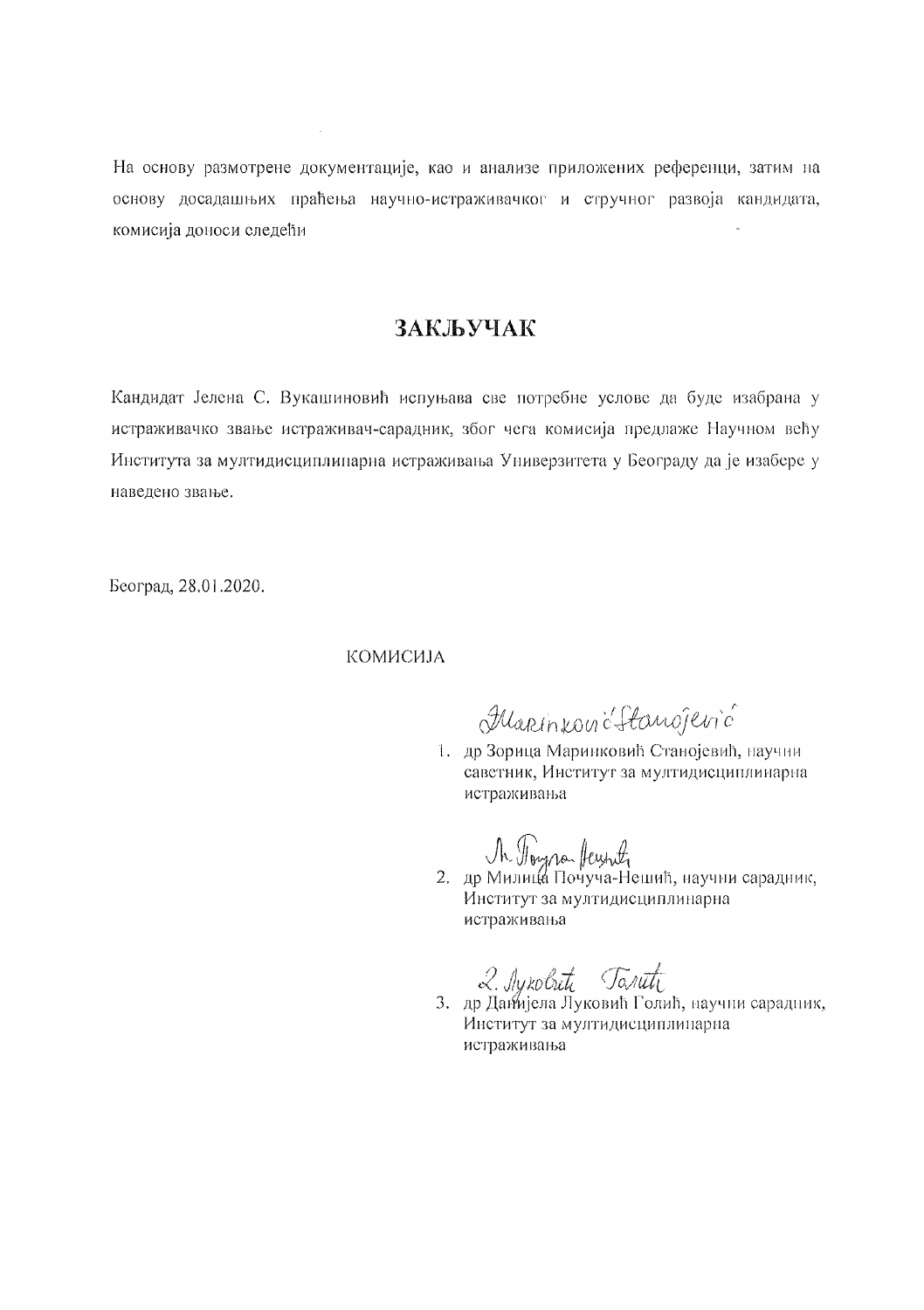На основу размотрене документације, као и анализе приложених референци, затим на основу досадашњих праћења научно-истраживачког и стручног развоја кандидата, комисија доноси следећи

## ЗАКЉУЧАК

Кандидат Јелена С. Вукашиновић испуњава све потребне услове да буде изабрана у истраживачко звање истраживач-сарадник, због чега комисија предлаже Научном већу Института за мултидисциплинарна истраживања Универзитета у Београду да је изабере у наведено звање.

Београд, 28.01.2020.

КОМИСИЈА

Маринковић Станојевић

1. др Зорица Маринковић Станојевић, научни саветник, Институт за мултидисциплинарна истраживања

М. Почуча Нешић

2. др Милица Почуча-Нешић, научни сарадник, Институт за мултидисциплинарна истраживања

Д. Луковић Голић

3. др Данијела Луковић Голић, научни сарадник, Институт за мултидисциплинарна истраживања